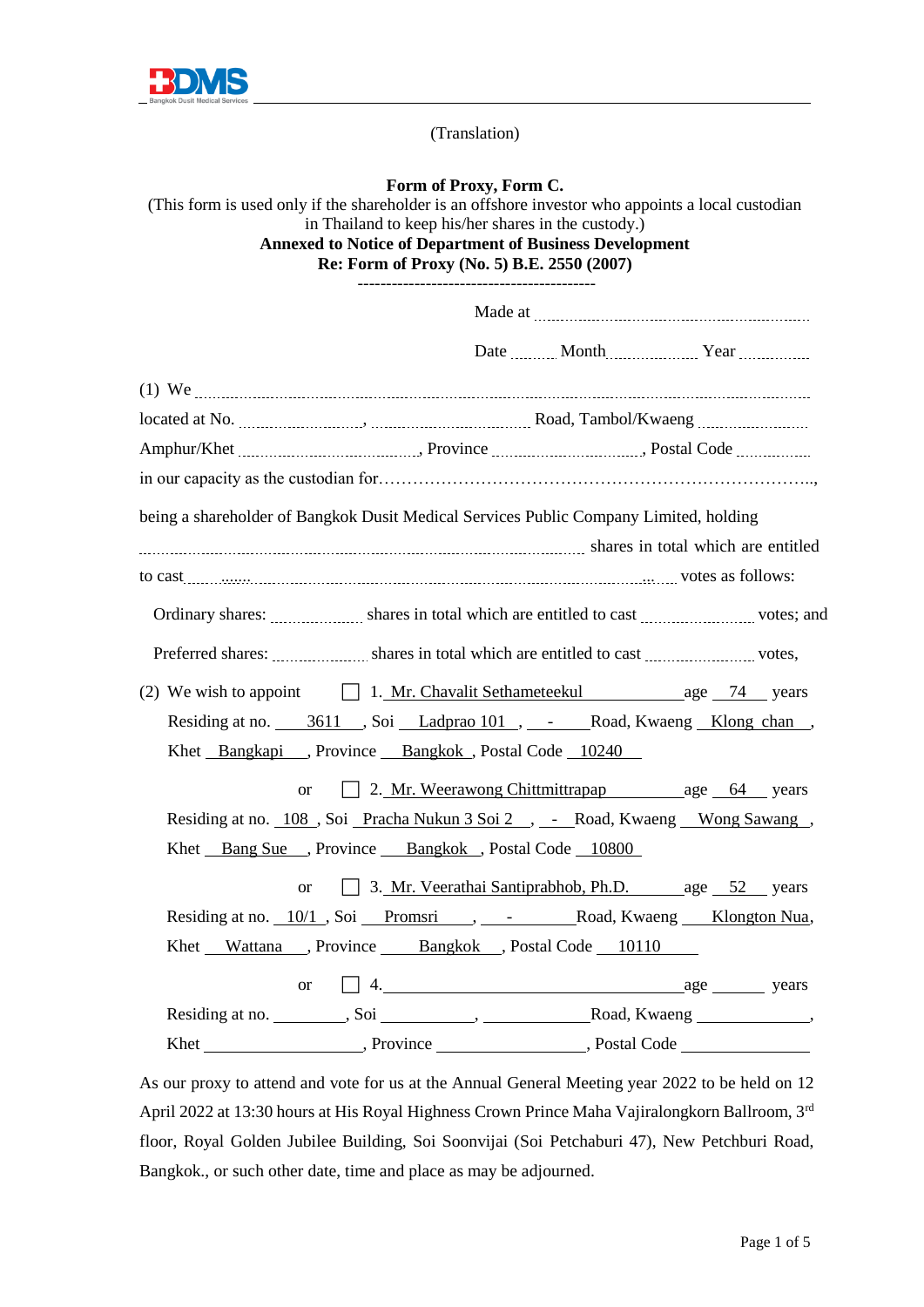(Translation)

**Form of Proxy, Form C.**
(This form is used only if the shareholder is an offshore investor who appoints a local custodian in Thailand to keep his/her shares in the custody.)
**Annexed to Notice of Department of Business Development**
**Re: Form of Proxy (No. 5) B.E. 2550 (2007)**

------------------------------------------

Made at ..............................................................

Date .......... Month .................... Year ...............

(1) We ..............................................................................................................................

located at No. ..........................., .................................... Road, Tambol/Kwaeng ........................

Amphur/Khet ..................................., Province ..............................., Postal Code ...............

in our capacity as the custodian for……………………………………………………………….,

being a shareholder of Bangkok Dusit Medical Services Public Company Limited, holding ................................................................................................ shares in total which are entitled to cast ............................................................................................ votes as follows:

Ordinary shares: ................... shares in total which are entitled to cast ........................ votes; and

Preferred shares: ................... shares in total which are entitled to cast ........................ votes,

(2) We wish to appoint ☐ 1. Mr. Chavalit Sethameteekul age 74 years
Residing at no. 3611, Soi Ladprao 101, - Road, Kwaeng Klong chan, Khet Bangkapi, Province Bangkok, Postal Code 10240

or ☐ 2. Mr. Weerawong Chittmittrapap age 64 years
Residing at no. 108, Soi Pracha Nukun 3 Soi 2, - Road, Kwaeng Wong Sawang, Khet Bang Sue, Province Bangkok, Postal Code 10800

or ☐ 3. Mr. Veerathai Santiprabhob, Ph.D. age 52 years
Residing at no. 10/1, Soi Promsri, - Road, Kwaeng Klongton Nua, Khet Wattana, Province Bangkok, Postal Code 10110

or ☐ 4. ________________________________ age ______ years
Residing at no. ________, Soi ___________, ____________ Road, Kwaeng _____________, Khet ____________________, Province _________________, Postal Code ______________

As our proxy to attend and vote for us at the Annual General Meeting year 2022 to be held on 12 April 2022 at 13:30 hours at His Royal Highness Crown Prince Maha Vajiralongkorn Ballroom, 3rd floor, Royal Golden Jubilee Building, Soi Soonvijai (Soi Petchaburi 47), New Petchburi Road, Bangkok., or such other date, time and place as may be adjourned.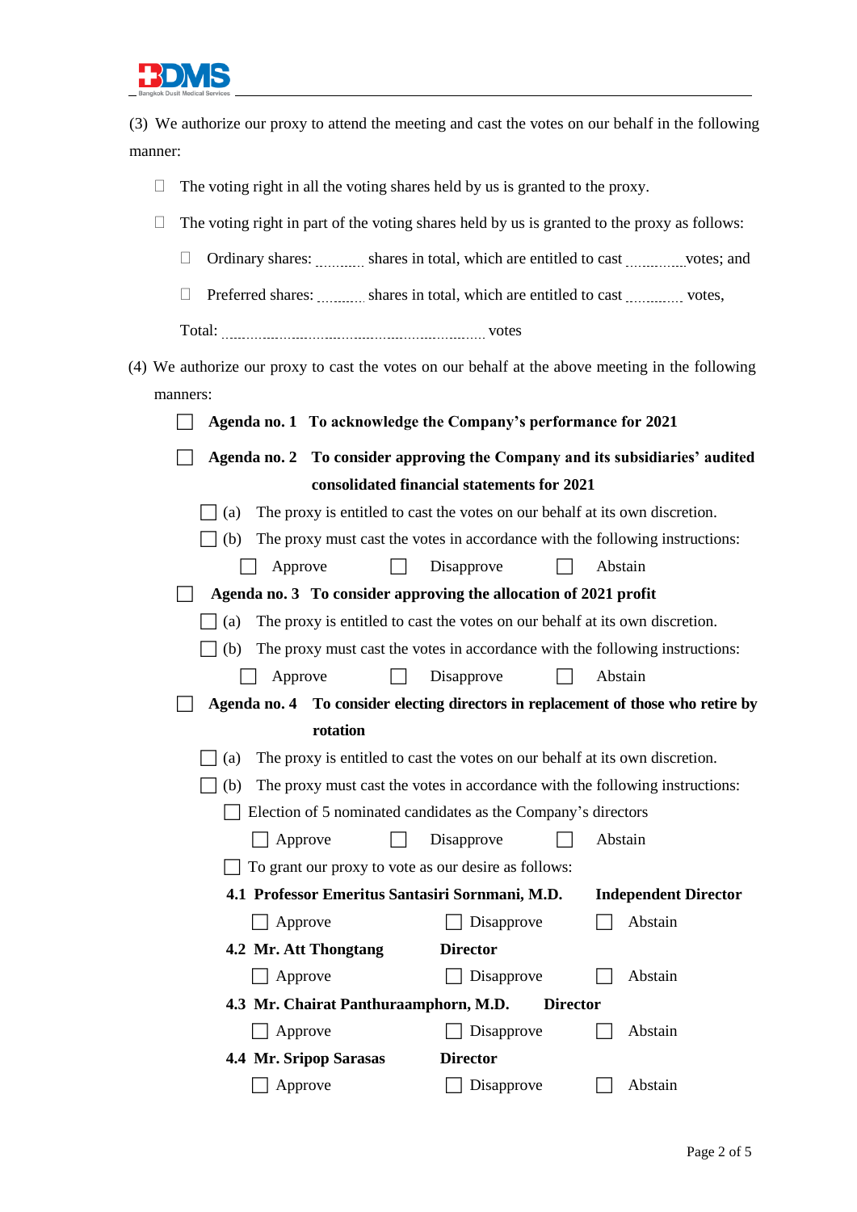(3) We authorize our proxy to attend the meeting and cast the votes on our behalf in the following manner:

- ☐ The voting right in all the voting shares held by us is granted to the proxy.
- ☐ The voting right in part of the voting shares held by us is granted to the proxy as follows:
  - ☐ Ordinary shares: .......... shares in total, which are entitled to cast ............ votes; and
  - ☐ Preferred shares: .......... shares in total, which are entitled to cast ............ votes,

  Total: .................................................................. votes

(4) We authorize our proxy to cast the votes on our behalf at the above meeting in the following manners:

☐ **Agenda no. 1 To acknowledge the Company's performance for 2021**

☐ **Agenda no. 2 To consider approving the Company and its subsidiaries' audited consolidated financial statements for 2021**

- ☐ (a) The proxy is entitled to cast the votes on our behalf at its own discretion.
- ☐ (b) The proxy must cast the votes in accordance with the following instructions:

  ☐ Approve ☐ Disapprove ☐ Abstain

☐ **Agenda no. 3 To consider approving the allocation of 2021 profit**

- ☐ (a) The proxy is entitled to cast the votes on our behalf at its own discretion.
- ☐ (b) The proxy must cast the votes in accordance with the following instructions:

  ☐ Approve ☐ Disapprove ☐ Abstain

☐ **Agenda no. 4 To consider electing directors in replacement of those who retire by rotation**

- ☐ (a) The proxy is entitled to cast the votes on our behalf at its own discretion.
- ☐ (b) The proxy must cast the votes in accordance with the following instructions:

  ☐ Election of 5 nominated candidates as the Company's directors

  ☐ Approve ☐ Disapprove ☐ Abstain

  ☐ To grant our proxy to vote as our desire as follows:

  **4.1 Professor Emeritus Santasiri Sornmani, M.D. Independent Director**

  ☐ Approve ☐ Disapprove ☐ Abstain

  **4.2 Mr. Att Thongtang Director**

  ☐ Approve ☐ Disapprove ☐ Abstain

  **4.3 Mr. Chairat Panthuraamphorn, M.D. Director**

  ☐ Approve ☐ Disapprove ☐ Abstain

  **4.4 Mr. Sripop Sarasas Director**

  ☐ Approve ☐ Disapprove ☐ Abstain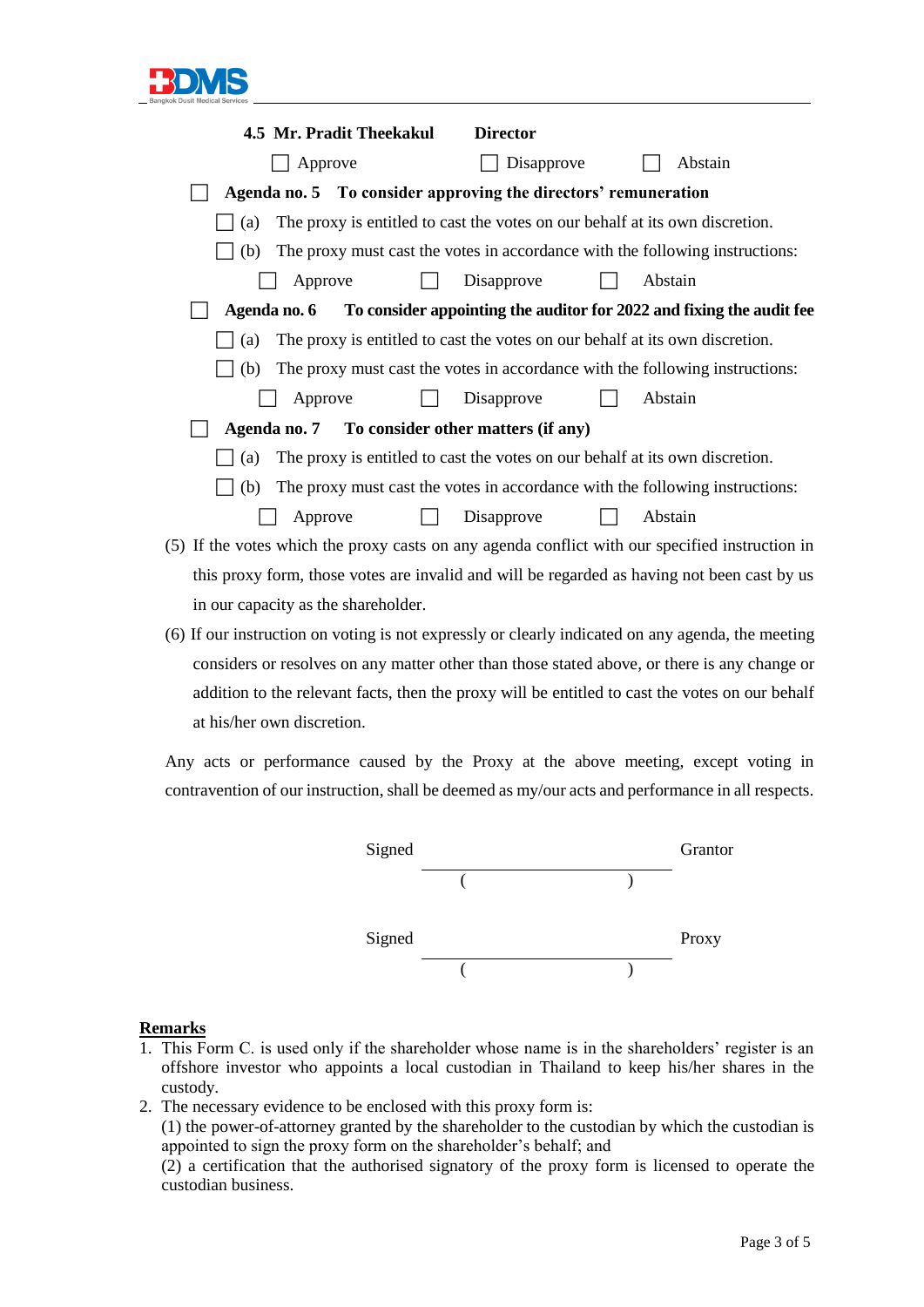**4.5 Mr. Pradit Theekakul Director**

☐ Approve ☐ Disapprove ☐ Abstain

☐ **Agenda no. 5 To consider approving the directors' remuneration**

☐ (a) The proxy is entitled to cast the votes on our behalf at its own discretion.

☐ (b) The proxy must cast the votes in accordance with the following instructions:

☐ Approve ☐ Disapprove ☐ Abstain

☐ **Agenda no. 6 To consider appointing the auditor for 2022 and fixing the audit fee**

☐ (a) The proxy is entitled to cast the votes on our behalf at its own discretion.

☐ (b) The proxy must cast the votes in accordance with the following instructions:

☐ Approve ☐ Disapprove ☐ Abstain

☐ **Agenda no. 7 To consider other matters (if any)**

☐ (a) The proxy is entitled to cast the votes on our behalf at its own discretion.

☐ (b) The proxy must cast the votes in accordance with the following instructions:

☐ Approve ☐ Disapprove ☐ Abstain

(5) If the votes which the proxy casts on any agenda conflict with our specified instruction in this proxy form, those votes are invalid and will be regarded as having not been cast by us in our capacity as the shareholder.

(6) If our instruction on voting is not expressly or clearly indicated on any agenda, the meeting considers or resolves on any matter other than those stated above, or there is any change or addition to the relevant facts, then the proxy will be entitled to cast the votes on our behalf at his/her own discretion.

Any acts or performance caused by the Proxy at the above meeting, except voting in contravention of our instruction, shall be deemed as my/our acts and performance in all respects.

Signed ______________________ Grantor
( )

Signed ______________________ Proxy
( )

**Remarks**

1. This Form C. is used only if the shareholder whose name is in the shareholders' register is an offshore investor who appoints a local custodian in Thailand to keep his/her shares in the custody.
2. The necessary evidence to be enclosed with this proxy form is:
   (1) the power-of-attorney granted by the shareholder to the custodian by which the custodian is appointed to sign the proxy form on the shareholder's behalf; and
   (2) a certification that the authorised signatory of the proxy form is licensed to operate the custodian business.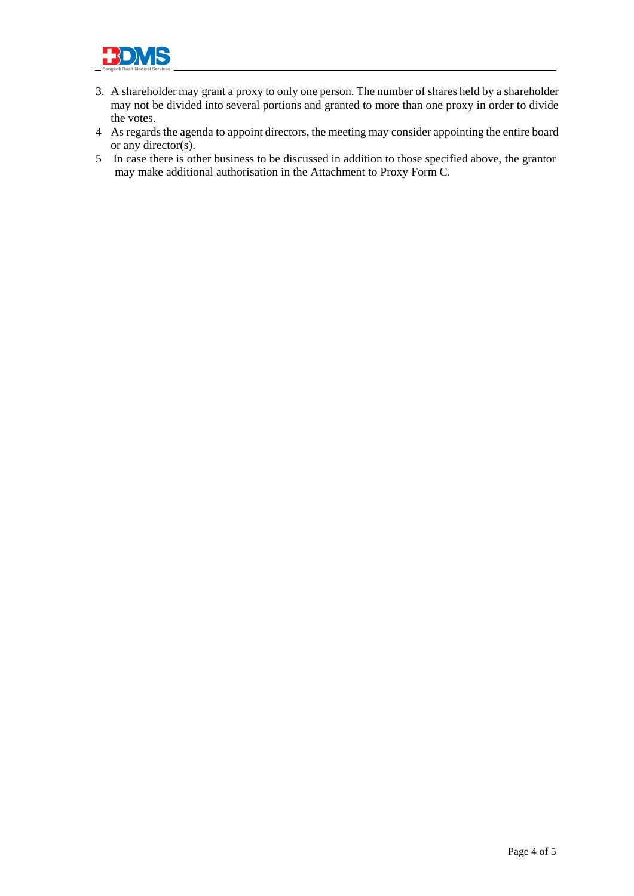3. A shareholder may grant a proxy to only one person. The number of shares held by a shareholder may not be divided into several portions and granted to more than one proxy in order to divide the votes.
4 As regards the agenda to appoint directors, the meeting may consider appointing the entire board or any director(s).
5 In case there is other business to be discussed in addition to those specified above, the grantor may make additional authorisation in the Attachment to Proxy Form C.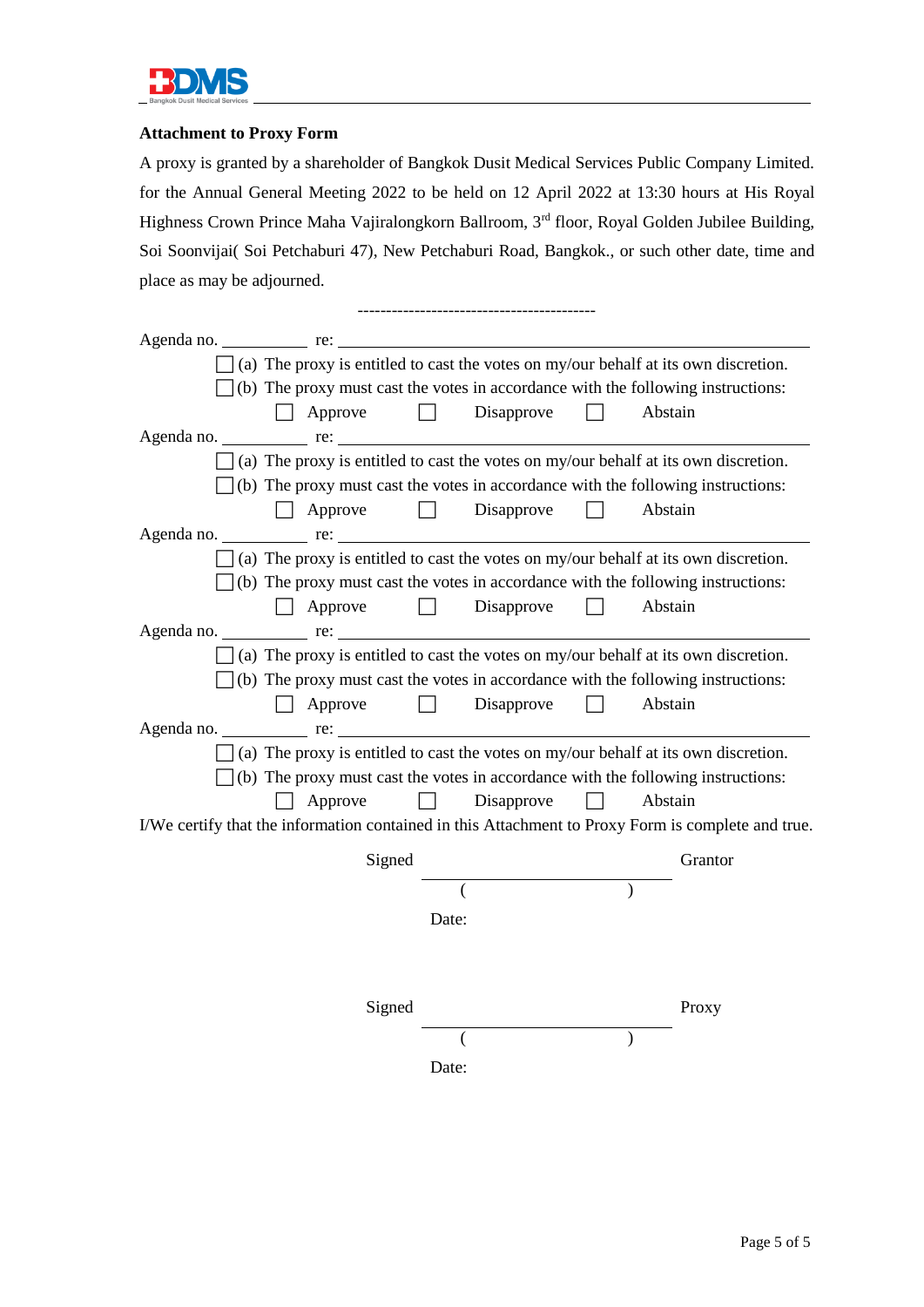**Attachment to Proxy Form**

A proxy is granted by a shareholder of Bangkok Dusit Medical Services Public Company Limited. for the Annual General Meeting 2022 to be held on 12 April 2022 at 13:30 hours at His Royal Highness Crown Prince Maha Vajiralongkorn Ballroom, 3rd floor, Royal Golden Jubilee Building, Soi Soonvijai( Soi Petchaburi 47), New Petchaburi Road, Bangkok., or such other date, time and place as may be adjourned.

------------------------------------------

Agenda no. __________ re: ______________________________________________

☐ (a) The proxy is entitled to cast the votes on my/our behalf at its own discretion.

☐ (b) The proxy must cast the votes in accordance with the following instructions:

☐ Approve ☐ Disapprove ☐ Abstain

Agenda no. __________ re: ______________________________________________

☐ (a) The proxy is entitled to cast the votes on my/our behalf at its own discretion.

☐ (b) The proxy must cast the votes in accordance with the following instructions:

☐ Approve ☐ Disapprove ☐ Abstain

Agenda no. __________ re: ______________________________________________

☐ (a) The proxy is entitled to cast the votes on my/our behalf at its own discretion.

☐ (b) The proxy must cast the votes in accordance with the following instructions:

☐ Approve ☐ Disapprove ☐ Abstain

Agenda no. __________ re: ______________________________________________

☐ (a) The proxy is entitled to cast the votes on my/our behalf at its own discretion.

☐ (b) The proxy must cast the votes in accordance with the following instructions:

☐ Approve ☐ Disapprove ☐ Abstain

Agenda no. __________ re: ______________________________________________

☐ (a) The proxy is entitled to cast the votes on my/our behalf at its own discretion.

☐ (b) The proxy must cast the votes in accordance with the following instructions:

☐ Approve ☐ Disapprove ☐ Abstain

I/We certify that the information contained in this Attachment to Proxy Form is complete and true.

Signed ______________________________ Grantor

( )

Date:

Signed ______________________________ Proxy

( )

Date: